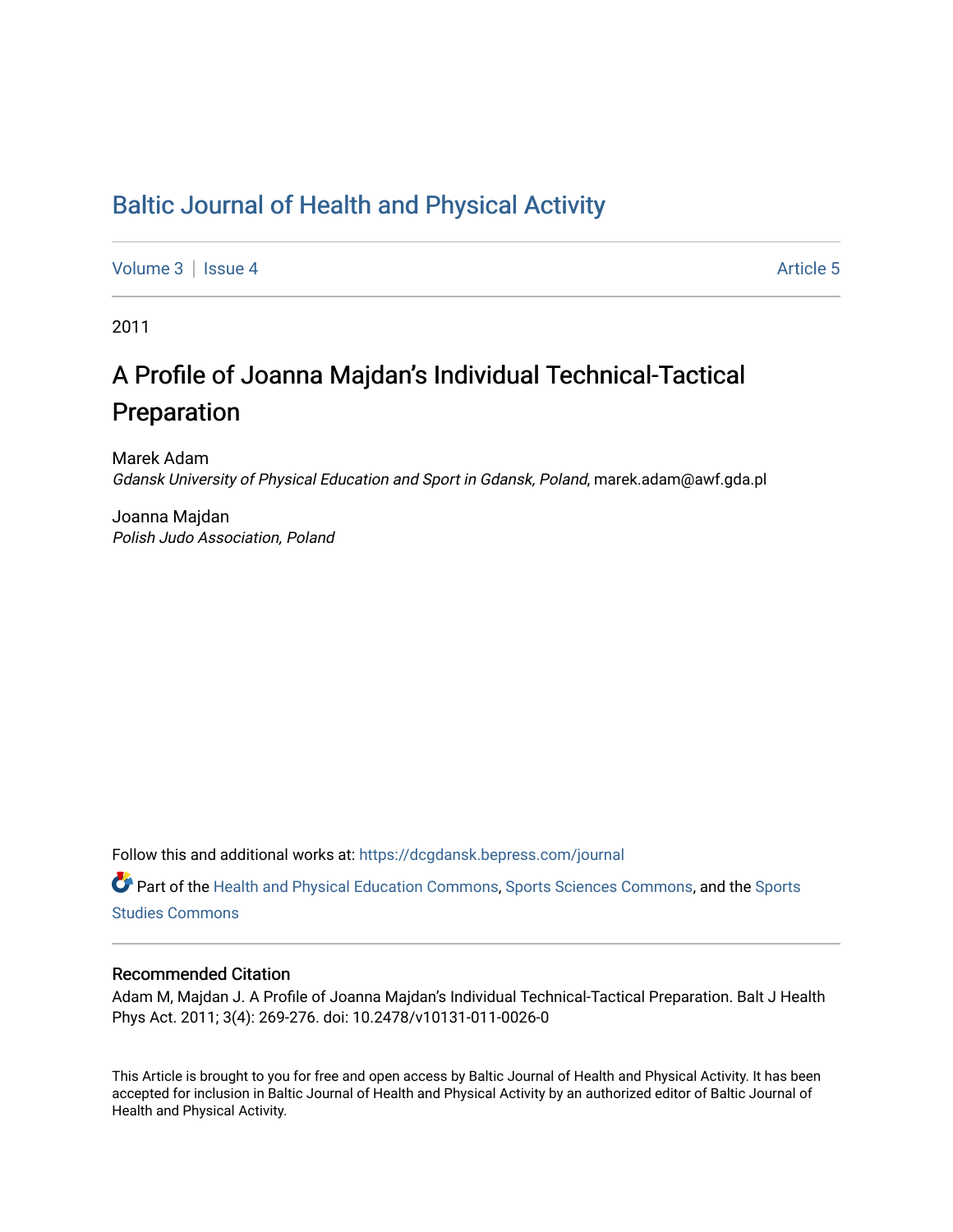# Baltic Journal of Health and Physical Activity

Volume 3 | Issue 4 Article 5

2011

## A Profile of Joanna Majdan's Individual Technical-Tactical Preparation

Marek Adam
*Gdansk University of Physical Education and Sport in Gdansk, Poland*, marek.adam@awf.gda.pl

Joanna Majdan
*Polish Judo Association, Poland*

Follow this and additional works at: https://dcgdansk.bepress.com/journal

Part of the Health and Physical Education Commons, Sports Sciences Commons, and the Sports Studies Commons

### Recommended Citation

Adam M, Majdan J. A Profile of Joanna Majdan's Individual Technical-Tactical Preparation. Balt J Health Phys Act. 2011; 3(4): 269-276. doi: 10.2478/v10131-011-0026-0

This Article is brought to you for free and open access by Baltic Journal of Health and Physical Activity. It has been accepted for inclusion in Baltic Journal of Health and Physical Activity by an authorized editor of Baltic Journal of Health and Physical Activity.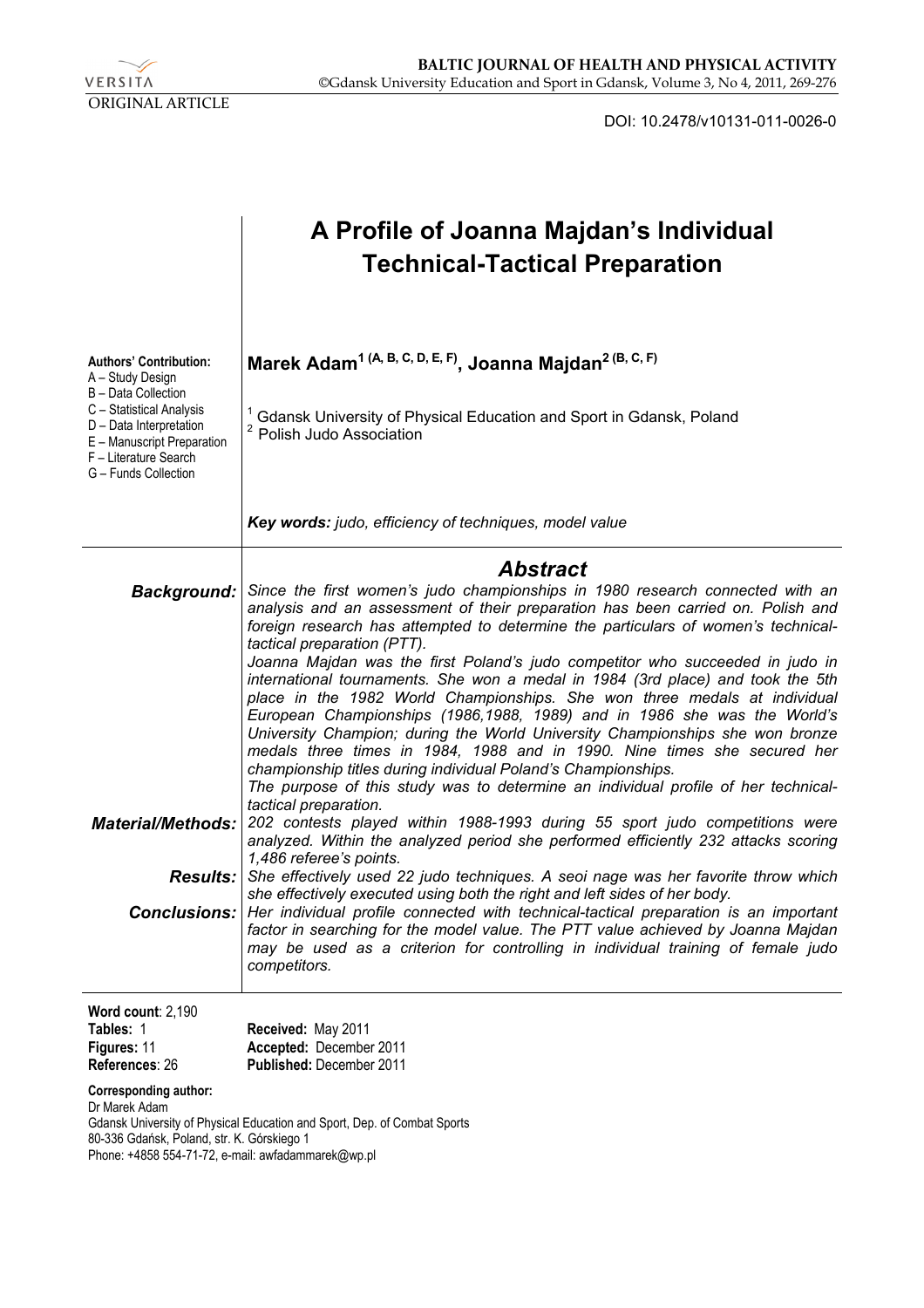ORIGINAL ARTICLE

DOI: 10.2478/v10131-011-0026-0

# A Profile of Joanna Majdan's Individual Technical-Tactical Preparation

**Authors' Contribution:**
A – Study Design
B – Data Collection
C – Statistical Analysis
D – Data Interpretation
E – Manuscript Preparation
F – Literature Search
G – Funds Collection

**Marek Adam[1] (A, B, C, D, E, F), Joanna Majdan[2] (B, C, F)**

[1] Gdansk University of Physical Education and Sport in Gdansk, Poland
[2] Polish Judo Association

***Key words:*** *judo, efficiency of techniques, model value*

## *Abstract*

***Background:*** *Since the first women's judo championships in 1980 research connected with an analysis and an assessment of their preparation has been carried on. Polish and foreign research has attempted to determine the particulars of women's technical-tactical preparation (PTT).*

*Joanna Majdan was the first Poland's judo competitor who succeeded in judo in international tournaments. She won a medal in 1984 (3rd place) and took the 5th place in the 1982 World Championships. She won three medals at individual European Championships (1986,1988, 1989) and in 1986 she was the World's University Champion; during the World University Championships she won bronze medals three times in 1984, 1988 and in 1990. Nine times she secured her championship titles during individual Poland's Championships.*

*The purpose of this study was to determine an individual profile of her technical-tactical preparation.*

***Material/Methods:*** *202 contests played within 1988-1993 during 55 sport judo competitions were analyzed. Within the analyzed period she performed efficiently 232 attacks scoring 1,486 referee's points.*

***Results:*** *She effectively used 22 judo techniques. A seoi nage was her favorite throw which she effectively executed using both the right and left sides of her body.*

***Conclusions:*** *Her individual profile connected with technical-tactical preparation is an important factor in searching for the model value. The PTT value achieved by Joanna Majdan may be used as a criterion for controlling in individual training of female judo competitors.*

**Word count**: 2,190
**Tables:** 1
**Figures:** 11
**References**: 26

**Received:** May 2011
**Accepted:** December 2011
**Published:** December 2011

**Corresponding author:**
Dr Marek Adam
Gdansk University of Physical Education and Sport, Dep. of Combat Sports
80-336 Gdańsk, Poland, str. K. Górskiego 1
Phone: +4858 554-71-72, e-mail: awfadammarek@wp.pl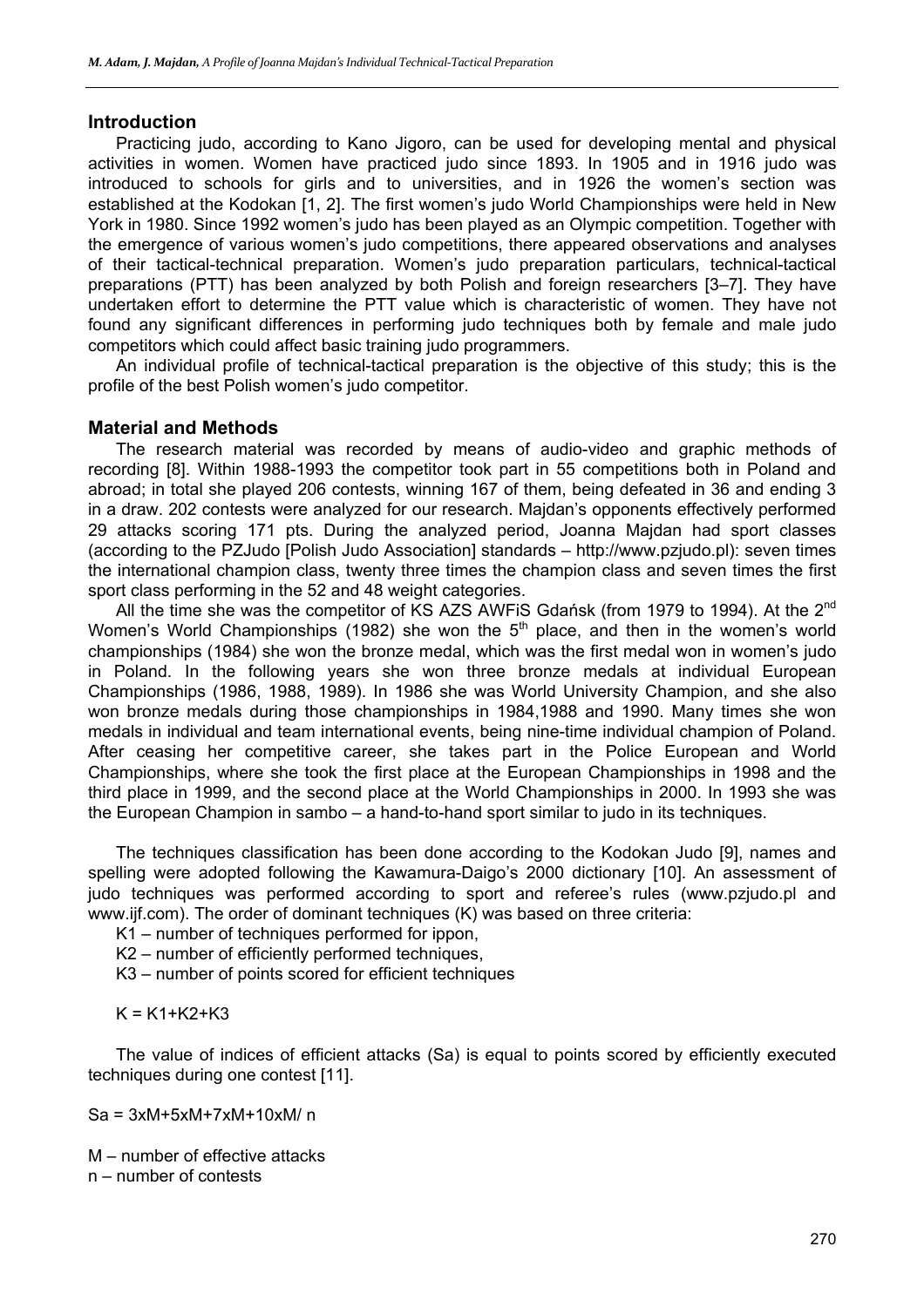## Introduction

Practicing judo, according to Kano Jigoro, can be used for developing mental and physical activities in women. Women have practiced judo since 1893. In 1905 and in 1916 judo was introduced to schools for girls and to universities, and in 1926 the women's section was established at the Kodokan [1, 2]. The first women's judo World Championships were held in New York in 1980. Since 1992 women's judo has been played as an Olympic competition. Together with the emergence of various women's judo competitions, there appeared observations and analyses of their tactical-technical preparation. Women's judo preparation particulars, technical-tactical preparations (PTT) has been analyzed by both Polish and foreign researchers [3–7]. They have undertaken effort to determine the PTT value which is characteristic of women. They have not found any significant differences in performing judo techniques both by female and male judo competitors which could affect basic training judo programmers.

An individual profile of technical-tactical preparation is the objective of this study; this is the profile of the best Polish women's judo competitor.

## Material and Methods

The research material was recorded by means of audio-video and graphic methods of recording [8]. Within 1988-1993 the competitor took part in 55 competitions both in Poland and abroad; in total she played 206 contests, winning 167 of them, being defeated in 36 and ending 3 in a draw. 202 contests were analyzed for our research. Majdan's opponents effectively performed 29 attacks scoring 171 pts. During the analyzed period, Joanna Majdan had sport classes (according to the PZJudo [Polish Judo Association] standards – http://www.pzjudo.pl): seven times the international champion class, twenty three times the champion class and seven times the first sport class performing in the 52 and 48 weight categories.

All the time she was the competitor of KS AZS AWFiS Gdańsk (from 1979 to 1994). At the 2nd Women's World Championships (1982) she won the 5th place, and then in the women's world championships (1984) she won the bronze medal, which was the first medal won in women's judo in Poland. In the following years she won three bronze medals at individual European Championships (1986, 1988, 1989). In 1986 she was World University Champion, and she also won bronze medals during those championships in 1984,1988 and 1990. Many times she won medals in individual and team international events, being nine-time individual champion of Poland. After ceasing her competitive career, she takes part in the Police European and World Championships, where she took the first place at the European Championships in 1998 and the third place in 1999, and the second place at the World Championships in 2000. In 1993 she was the European Champion in sambo – a hand-to-hand sport similar to judo in its techniques.

The techniques classification has been done according to the Kodokan Judo [9], names and spelling were adopted following the Kawamura-Daigo's 2000 dictionary [10]. An assessment of judo techniques was performed according to sport and referee's rules (www.pzjudo.pl and www.ijf.com). The order of dominant techniques (K) was based on three criteria:

- K1 – number of techniques performed for ippon,
- K2 – number of efficiently performed techniques,
- K3 – number of points scored for efficient techniques

$$K = K1+K2+K3$$

The value of indices of efficient attacks (Sa) is equal to points scored by efficiently executed techniques during one contest [11].

$$Sa = 3xM+5xM+7xM+10xM/ n$$

M – number of effective attacks
n – number of contests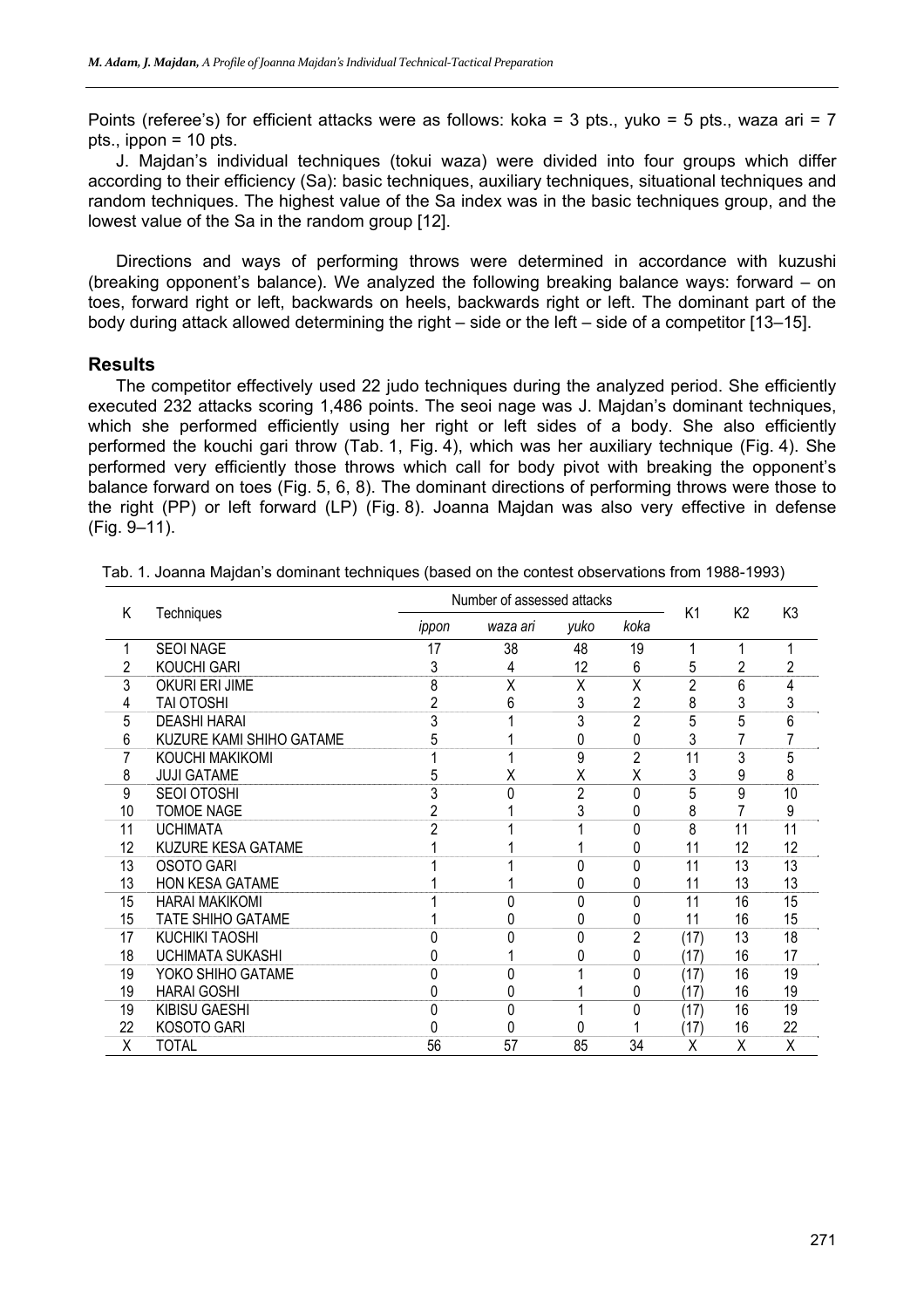Points (referee's) for efficient attacks were as follows: koka = 3 pts., yuko = 5 pts., waza ari = 7 pts., ippon = 10 pts.

J. Majdan's individual techniques (tokui waza) were divided into four groups which differ according to their efficiency (Sa): basic techniques, auxiliary techniques, situational techniques and random techniques. The highest value of the Sa index was in the basic techniques group, and the lowest value of the Sa in the random group [12].

Directions and ways of performing throws were determined in accordance with kuzushi (breaking opponent's balance). We analyzed the following breaking balance ways: forward – on toes, forward right or left, backwards on heels, backwards right or left. The dominant part of the body during attack allowed determining the right – side or the left – side of a competitor [13–15].

## Results

The competitor effectively used 22 judo techniques during the analyzed period. She efficiently executed 232 attacks scoring 1,486 points. The seoi nage was J. Majdan's dominant techniques, which she performed efficiently using her right or left sides of a body. She also efficiently performed the kouchi gari throw (Tab. 1, Fig. 4), which was her auxiliary technique (Fig. 4). She performed very efficiently those throws which call for body pivot with breaking the opponent's balance forward on toes (Fig. 5, 6, 8). The dominant directions of performing throws were those to the right (PP) or left forward (LP) (Fig. 8). Joanna Majdan was also very effective in defense (Fig. 9–11).

Tab. 1. Joanna Majdan's dominant techniques (based on the contest observations from 1988-1993)

| K | Techniques | Number of assessed attacks | | | | K1 | K2 | K3 |
|---|---|---|---|---|---|---|---|---|
| | | *ippon* | *waza ari* | *yuko* | *koka* | | | |
| 1 | SEOI NAGE | 17 | 38 | 48 | 19 | 1 | 1 | 1 |
| 2 | KOUCHI GARI | 3 | 4 | 12 | 6 | 5 | 2 | 2 |
| 3 | OKURI ERI JIME | 8 | X | X | X | 2 | 6 | 4 |
| 4 | TAI OTOSHI | 2 | 6 | 3 | 2 | 8 | 3 | 3 |
| 5 | DEASHI HARAI | 3 | 1 | 3 | 2 | 5 | 5 | 6 |
| 6 | KUZURE KAMI SHIHO GATAME | 5 | 1 | 0 | 0 | 3 | 7 | 7 |
| 7 | KOUCHI MAKIKOMI | 1 | 1 | 9 | 2 | 11 | 3 | 5 |
| 8 | JUJI GATAME | 5 | X | X | X | 3 | 9 | 8 |
| 9 | SEOI OTOSHI | 3 | 0 | 2 | 0 | 5 | 9 | 10 |
| 10 | TOMOE NAGE | 2 | 1 | 3 | 0 | 8 | 7 | 9 |
| 11 | UCHIMATA | 2 | 1 | 1 | 0 | 8 | 11 | 11 |
| 12 | KUZURE KESA GATAME | 1 | 1 | 1 | 0 | 11 | 12 | 12 |
| 13 | OSOTO GARI | 1 | 1 | 0 | 0 | 11 | 13 | 13 |
| 13 | HON KESA GATAME | 1 | 1 | 0 | 0 | 11 | 13 | 13 |
| 15 | HARAI MAKIKOMI | 1 | 0 | 0 | 0 | 11 | 16 | 15 |
| 15 | TATE SHIHO GATAME | 1 | 0 | 0 | 0 | 11 | 16 | 15 |
| 17 | KUCHIKI TAOSHI | 0 | 0 | 0 | 2 | (17) | 13 | 18 |
| 18 | UCHIMATA SUKASHI | 0 | 1 | 0 | 0 | (17) | 16 | 17 |
| 19 | YOKO SHIHO GATAME | 0 | 0 | 1 | 0 | (17) | 16 | 19 |
| 19 | HARAI GOSHI | 0 | 0 | 1 | 0 | (17) | 16 | 19 |
| 19 | KIBISU GAESHI | 0 | 0 | 1 | 0 | (17) | 16 | 19 |
| 22 | KOSOTO GARI | 0 | 0 | 0 | 1 | (17) | 16 | 22 |
| X | TOTAL | 56 | 57 | 85 | 34 | X | X | X |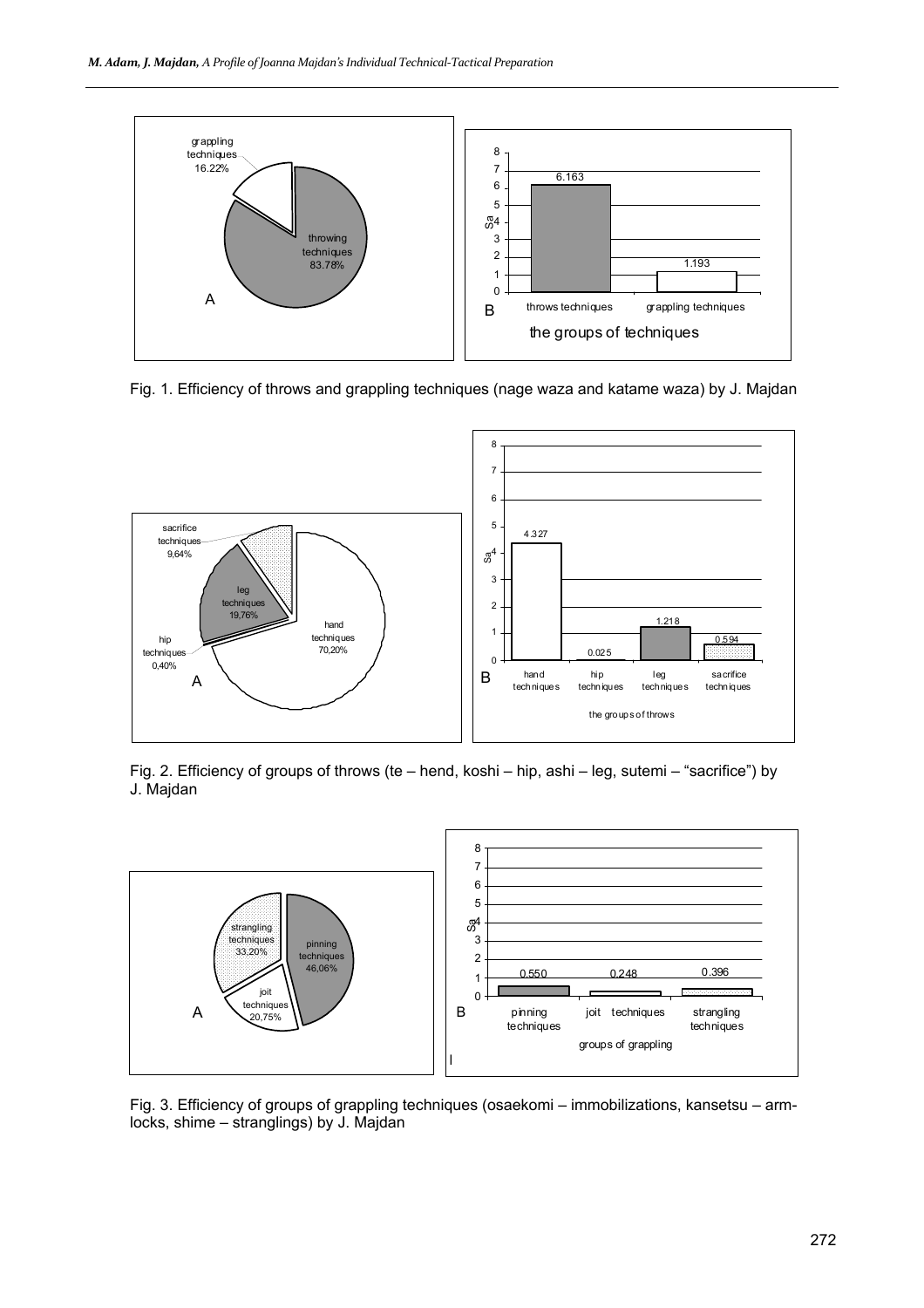Fig. 1. Efficiency of throws and grappling techniques (nage waza and katame waza) by J. Majdan

Fig. 2. Efficiency of groups of throws (te – hend, koshi – hip, ashi – leg, sutemi – "sacrifice") by J. Majdan

Fig. 3. Efficiency of groups of grappling techniques (osaekomi – immobilizations, kansetsu – arm-locks, shime – stranglings) by J. Majdan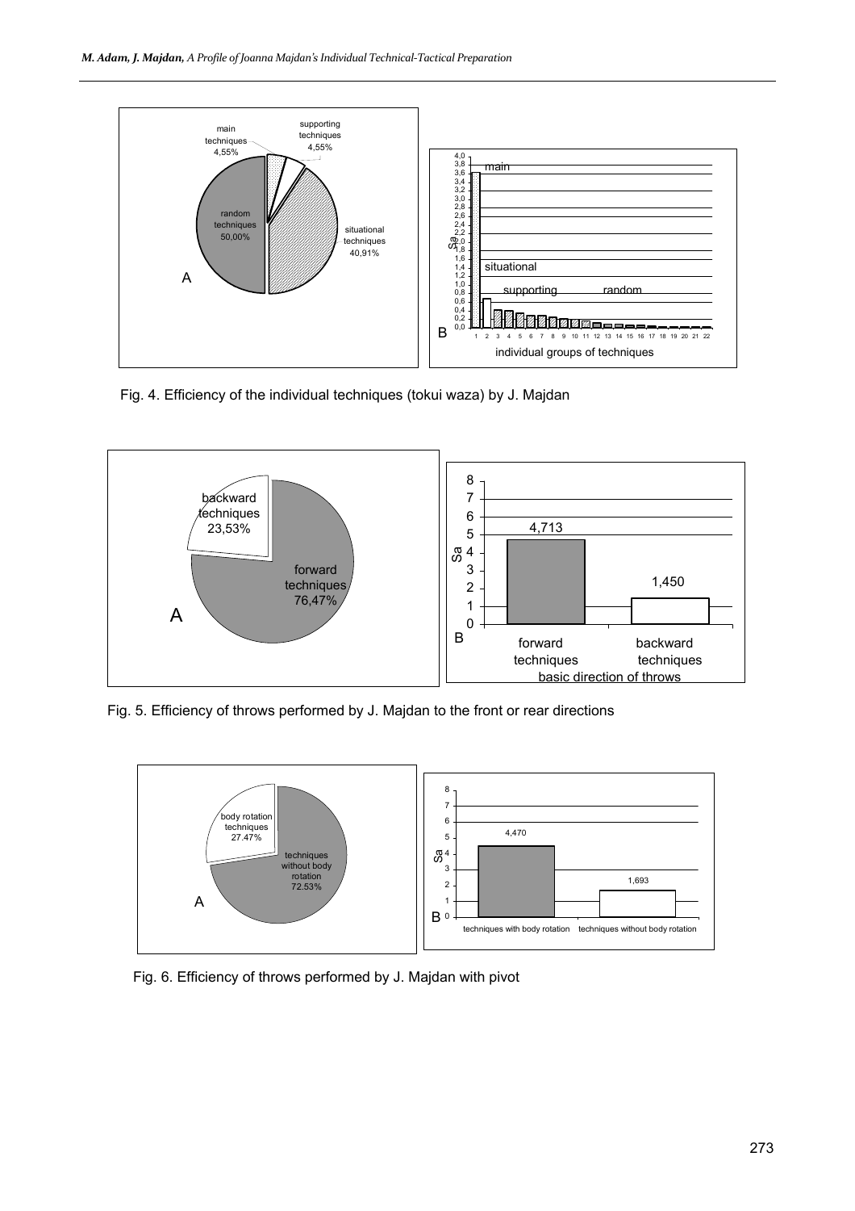Fig. 4. Efficiency of the individual techniques (tokui waza) by J. Majdan

Fig. 5. Efficiency of throws performed by J. Majdan to the front or rear directions

Fig. 6. Efficiency of throws performed by J. Majdan with pivot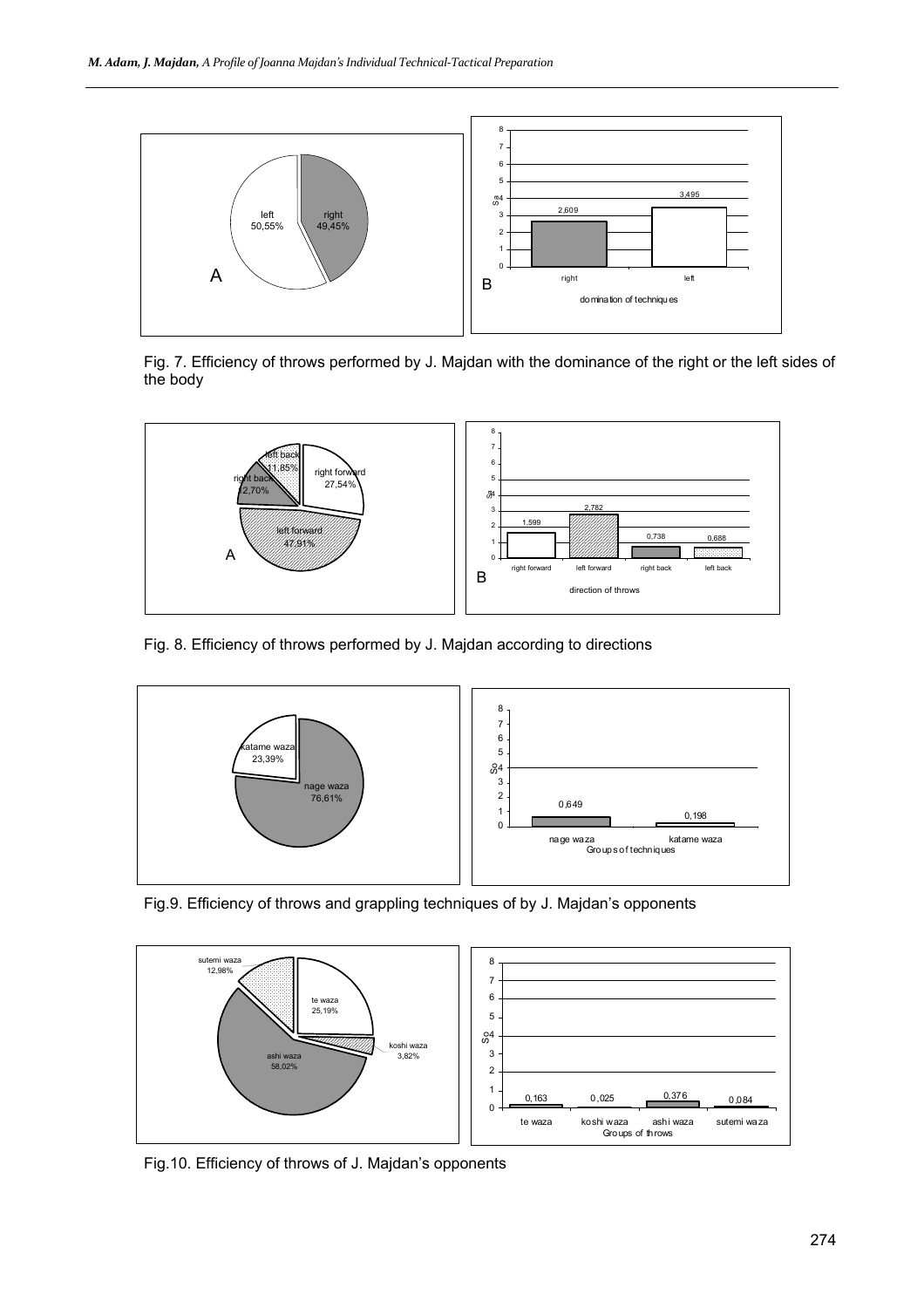Fig. 7. Efficiency of throws performed by J. Majdan with the dominance of the right or the left sides of the body

Fig. 8. Efficiency of throws performed by J. Majdan according to directions

Fig.9. Efficiency of throws and grappling techniques of by J. Majdan's opponents

Fig.10. Efficiency of throws of J. Majdan's opponents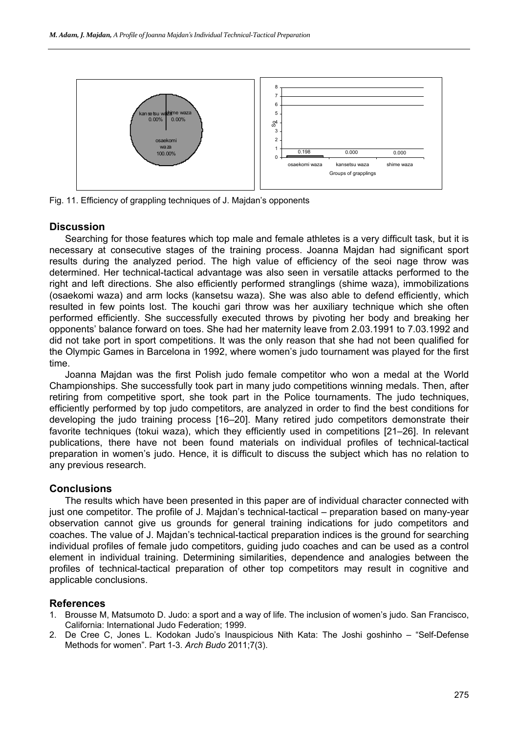Fig. 11. Efficiency of grappling techniques of J. Majdan's opponents

## Discussion

Searching for those features which top male and female athletes is a very difficult task, but it is necessary at consecutive stages of the training process. Joanna Majdan had significant sport results during the analyzed period. The high value of efficiency of the seoi nage throw was determined. Her technical-tactical advantage was also seen in versatile attacks performed to the right and left directions. She also efficiently performed stranglings (shime waza), immobilizations (osaekomi waza) and arm locks (kansetsu waza). She was also able to defend efficiently, which resulted in few points lost. The kouchi gari throw was her auxiliary technique which she often performed efficiently. She successfully executed throws by pivoting her body and breaking her opponents' balance forward on toes. She had her maternity leave from 2.03.1991 to 7.03.1992 and did not take port in sport competitions. It was the only reason that she had not been qualified for the Olympic Games in Barcelona in 1992, where women's judo tournament was played for the first time.

Joanna Majdan was the first Polish judo female competitor who won a medal at the World Championships. She successfully took part in many judo competitions winning medals. Then, after retiring from competitive sport, she took part in the Police tournaments. The judo techniques, efficiently performed by top judo competitors, are analyzed in order to find the best conditions for developing the judo training process [16–20]. Many retired judo competitors demonstrate their favorite techniques (tokui waza), which they efficiently used in competitions [21–26]. In relevant publications, there have not been found materials on individual profiles of technical-tactical preparation in women's judo. Hence, it is difficult to discuss the subject which has no relation to any previous research.

## Conclusions

The results which have been presented in this paper are of individual character connected with just one competitor. The profile of J. Majdan's technical-tactical – preparation based on many-year observation cannot give us grounds for general training indications for judo competitors and coaches. The value of J. Majdan's technical-tactical preparation indices is the ground for searching individual profiles of female judo competitors, guiding judo coaches and can be used as a control element in individual training. Determining similarities, dependence and analogies between the profiles of technical-tactical preparation of other top competitors may result in cognitive and applicable conclusions.

## References

1. Brousse M, Matsumoto D. Judo: a sport and a way of life. The inclusion of women's judo. San Francisco, California: International Judo Federation; 1999.
2. De Cree C, Jones L. Kodokan Judo's Inauspicious Nith Kata: The Joshi goshinho – "Self-Defense Methods for women". Part 1-3. *Arch Budo* 2011;7(3).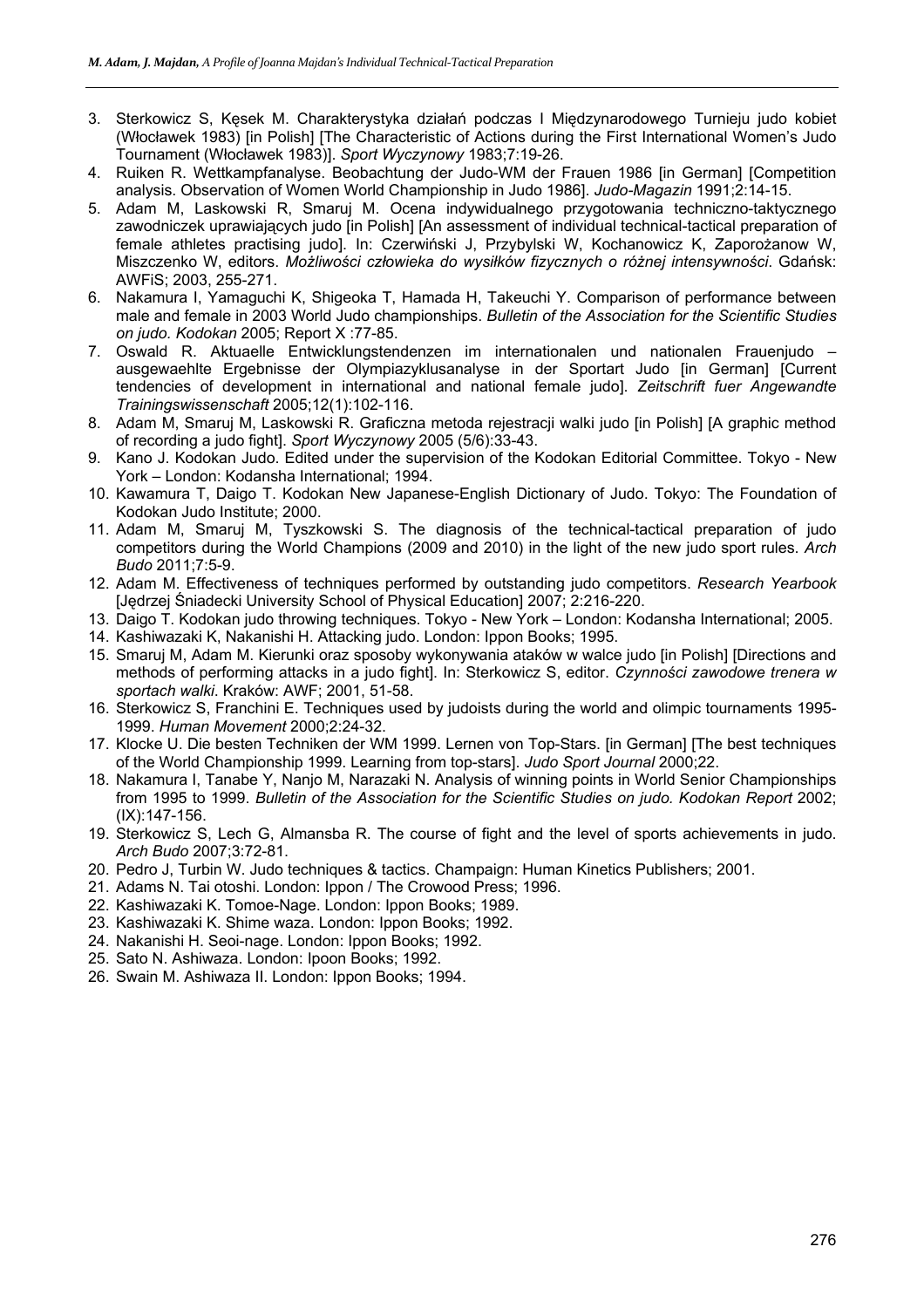3. Sterkowicz S, Kęsek M. Charakterystyka działań podczas I Międzynarodowego Turnieju judo kobiet (Włocławek 1983) [in Polish] [The Characteristic of Actions during the First International Women's Judo Tournament (Włocławek 1983)]. *Sport Wyczynowy* 1983;7:19-26.
4. Ruiken R. Wettkampfanalyse. Beobachtung der Judo-WM der Frauen 1986 [in German] [Competition analysis. Observation of Women World Championship in Judo 1986]. *Judo-Magazin* 1991;2:14-15.
5. Adam M, Laskowski R, Smaruj M. Ocena indywidualnego przygotowania techniczno-taktycznego zawodniczek uprawiających judo [in Polish] [An assessment of individual technical-tactical preparation of female athletes practising judo]. In: Czerwiński J, Przybylski W, Kochanowicz K, Zaporożanow W, Miszczenko W, editors. *Możliwości człowieka do wysiłków fizycznych o różnej intensywności*. Gdańsk: AWFiS; 2003, 255-271.
6. Nakamura I, Yamaguchi K, Shigeoka T, Hamada H, Takeuchi Y. Comparison of performance between male and female in 2003 World Judo championships. *Bulletin of the Association for the Scientific Studies on judo. Kodokan* 2005; Report X :77-85.
7. Oswald R. Aktuaelle Entwicklungstendenzen im internationalen und nationalen Frauenjudo – ausgewaehlte Ergebnisse der Olympiazyklusanalyse in der Sportart Judo [in German] [Current tendencies of development in international and national female judo]. *Zeitschrift fuer Angewandte Trainingswissenschaft* 2005;12(1):102-116.
8. Adam M, Smaruj M, Laskowski R. Graficzna metoda rejestracji walki judo [in Polish] [A graphic method of recording a judo fight]. *Sport Wyczynowy* 2005 (5/6):33-43.
9. Kano J. Kodokan Judo. Edited under the supervision of the Kodokan Editorial Committee. Tokyo - New York – London: Kodansha International; 1994.
10. Kawamura T, Daigo T. Kodokan New Japanese-English Dictionary of Judo. Tokyo: The Foundation of Kodokan Judo Institute; 2000.
11. Adam M, Smaruj M, Tyszkowski S. The diagnosis of the technical-tactical preparation of judo competitors during the World Champions (2009 and 2010) in the light of the new judo sport rules. *Arch Budo* 2011;7:5-9.
12. Adam M. Effectiveness of techniques performed by outstanding judo competitors. *Research Yearbook* [Jędrzej Śniadecki University School of Physical Education] 2007; 2:216-220.
13. Daigo T. Kodokan judo throwing techniques. Tokyo - New York – London: Kodansha International; 2005.
14. Kashiwazaki K, Nakanishi H. Attacking judo. London: Ippon Books; 1995.
15. Smaruj M, Adam M. Kierunki oraz sposoby wykonywania ataków w walce judo [in Polish] [Directions and methods of performing attacks in a judo fight]. In: Sterkowicz S, editor. *Czynności zawodowe trenera w sportach walki*. Kraków: AWF; 2001, 51-58.
16. Sterkowicz S, Franchini E. Techniques used by judoists during the world and olimpic tournaments 1995-1999. *Human Movement* 2000;2:24-32.
17. Klocke U. Die besten Techniken der WM 1999. Lernen von Top-Stars. [in German] [The best techniques of the World Championship 1999. Learning from top-stars]. *Judo Sport Journal* 2000;22.
18. Nakamura I, Tanabe Y, Nanjo M, Narazaki N. Analysis of winning points in World Senior Championships from 1995 to 1999. *Bulletin of the Association for the Scientific Studies on judo. Kodokan Report* 2002; (IX):147-156.
19. Sterkowicz S, Lech G, Almansba R. The course of fight and the level of sports achievements in judo. *Arch Budo* 2007;3:72-81.
20. Pedro J, Turbin W. Judo techniques & tactics. Champaign: Human Kinetics Publishers; 2001.
21. Adams N. Tai otoshi. London: Ippon / The Crowood Press; 1996.
22. Kashiwazaki K. Tomoe-Nage. London: Ippon Books; 1989.
23. Kashiwazaki K. Shime waza. London: Ippon Books; 1992.
24. Nakanishi H. Seoi-nage. London: Ippon Books; 1992.
25. Sato N. Ashiwaza. London: Ipoon Books; 1992.
26. Swain M. Ashiwaza II. London: Ippon Books; 1994.